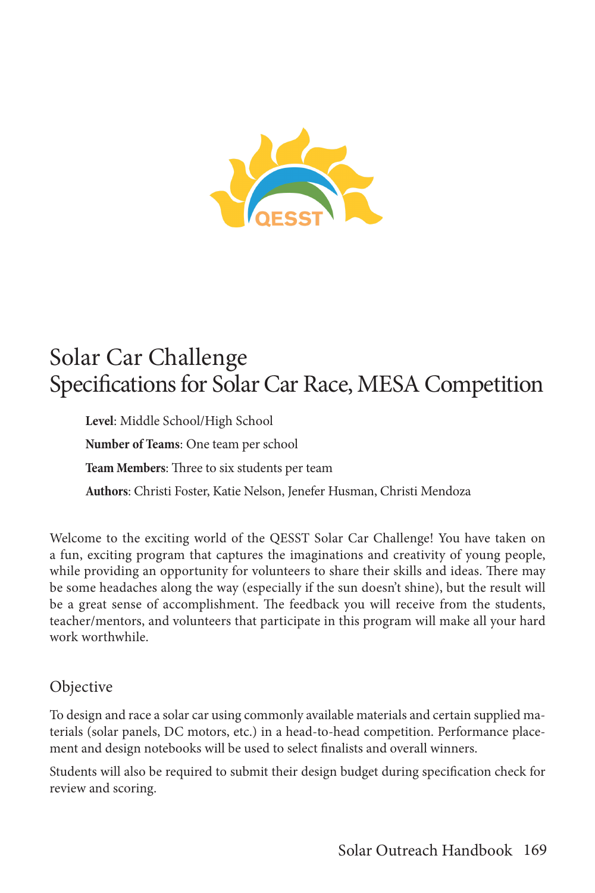# Solar Car Challenge
# Specifications for Solar Car Race, MESA Competition

**Level**: Middle School/High School

**Number of Teams**: One team per school

**Team Members**: Three to six students per team

**Authors**: Christi Foster, Katie Nelson, Jenefer Husman, Christi Mendoza

Welcome to the exciting world of the QESST Solar Car Challenge! You have taken on a fun, exciting program that captures the imaginations and creativity of young people, while providing an opportunity for volunteers to share their skills and ideas. There may be some headaches along the way (especially if the sun doesn't shine), but the result will be a great sense of accomplishment. The feedback you will receive from the students, teacher/mentors, and volunteers that participate in this program will make all your hard work worthwhile.

## Objective

To design and race a solar car using commonly available materials and certain supplied materials (solar panels, DC motors, etc.) in a head-to-head competition. Performance placement and design notebooks will be used to select finalists and overall winners.

Students will also be required to submit their design budget during specification check for review and scoring.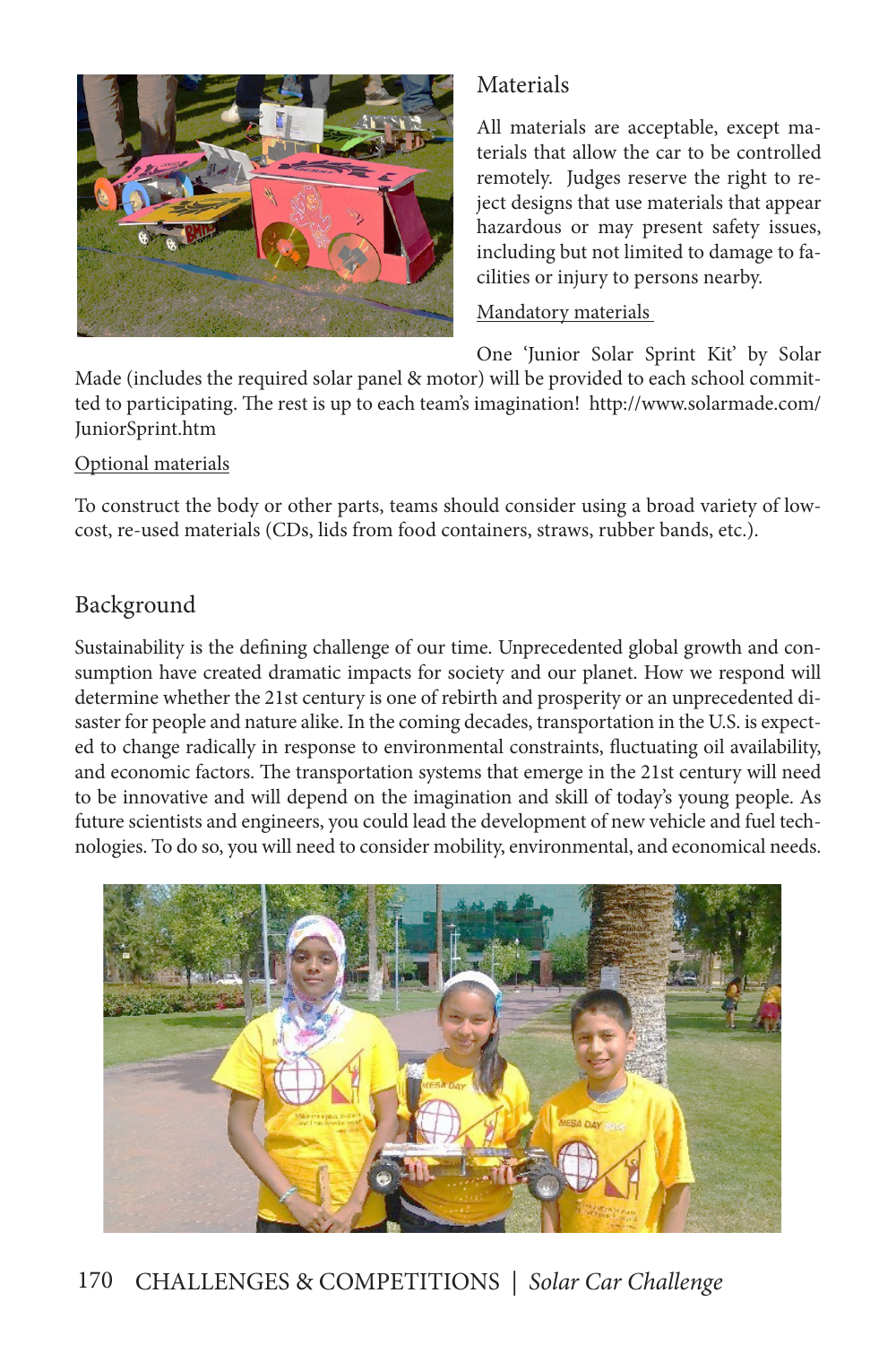## Materials

All materials are acceptable, except materials that allow the car to be controlled remotely. Judges reserve the right to reject designs that use materials that appear hazardous or may present safety issues, including but not limited to damage to facilities or injury to persons nearby.

Mandatory materials

One 'Junior Solar Sprint Kit' by Solar Made (includes the required solar panel & motor) will be provided to each school committed to participating. The rest is up to each team's imagination! http://www.solarmade.com/JuniorSprint.htm

Optional materials

To construct the body or other parts, teams should consider using a broad variety of low-cost, re-used materials (CDs, lids from food containers, straws, rubber bands, etc.).

## Background

Sustainability is the defining challenge of our time. Unprecedented global growth and consumption have created dramatic impacts for society and our planet. How we respond will determine whether the 21st century is one of rebirth and prosperity or an unprecedented disaster for people and nature alike. In the coming decades, transportation in the U.S. is expected to change radically in response to environmental constraints, fluctuating oil availability, and economic factors. The transportation systems that emerge in the 21st century will need to be innovative and will depend on the imagination and skill of today's young people. As future scientists and engineers, you could lead the development of new vehicle and fuel technologies. To do so, you will need to consider mobility, environmental, and economical needs.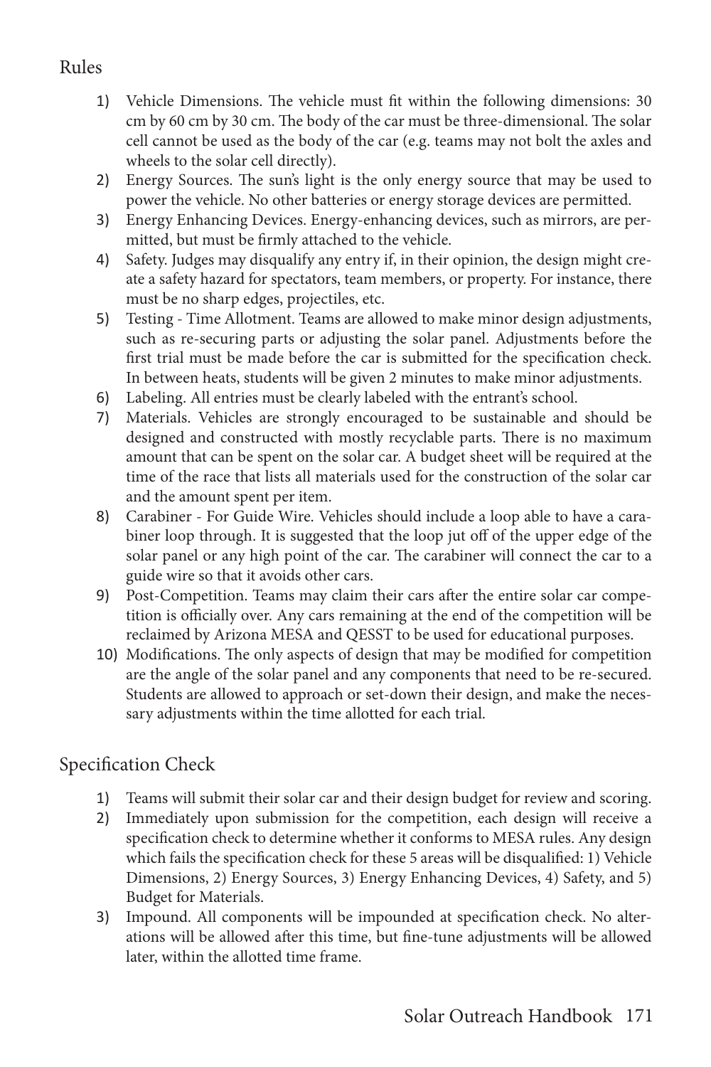## Rules

1) Vehicle Dimensions. The vehicle must fit within the following dimensions: 30 cm by 60 cm by 30 cm. The body of the car must be three-dimensional. The solar cell cannot be used as the body of the car (e.g. teams may not bolt the axles and wheels to the solar cell directly).
2) Energy Sources. The sun's light is the only energy source that may be used to power the vehicle. No other batteries or energy storage devices are permitted.
3) Energy Enhancing Devices. Energy-enhancing devices, such as mirrors, are permitted, but must be firmly attached to the vehicle.
4) Safety. Judges may disqualify any entry if, in their opinion, the design might create a safety hazard for spectators, team members, or property. For instance, there must be no sharp edges, projectiles, etc.
5) Testing - Time Allotment. Teams are allowed to make minor design adjustments, such as re-securing parts or adjusting the solar panel. Adjustments before the first trial must be made before the car is submitted for the specification check. In between heats, students will be given 2 minutes to make minor adjustments.
6) Labeling. All entries must be clearly labeled with the entrant's school.
7) Materials. Vehicles are strongly encouraged to be sustainable and should be designed and constructed with mostly recyclable parts. There is no maximum amount that can be spent on the solar car. A budget sheet will be required at the time of the race that lists all materials used for the construction of the solar car and the amount spent per item.
8) Carabiner - For Guide Wire. Vehicles should include a loop able to have a carabiner loop through. It is suggested that the loop jut off of the upper edge of the solar panel or any high point of the car. The carabiner will connect the car to a guide wire so that it avoids other cars.
9) Post-Competition. Teams may claim their cars after the entire solar car competition is officially over. Any cars remaining at the end of the competition will be reclaimed by Arizona MESA and QESST to be used for educational purposes.
10) Modifications. The only aspects of design that may be modified for competition are the angle of the solar panel and any components that need to be re-secured. Students are allowed to approach or set-down their design, and make the necessary adjustments within the time allotted for each trial.

## Specification Check

1) Teams will submit their solar car and their design budget for review and scoring.
2) Immediately upon submission for the competition, each design will receive a specification check to determine whether it conforms to MESA rules. Any design which fails the specification check for these 5 areas will be disqualified: 1) Vehicle Dimensions, 2) Energy Sources, 3) Energy Enhancing Devices, 4) Safety, and 5) Budget for Materials.
3) Impound. All components will be impounded at specification check. No alterations will be allowed after this time, but fine-tune adjustments will be allowed later, within the allotted time frame.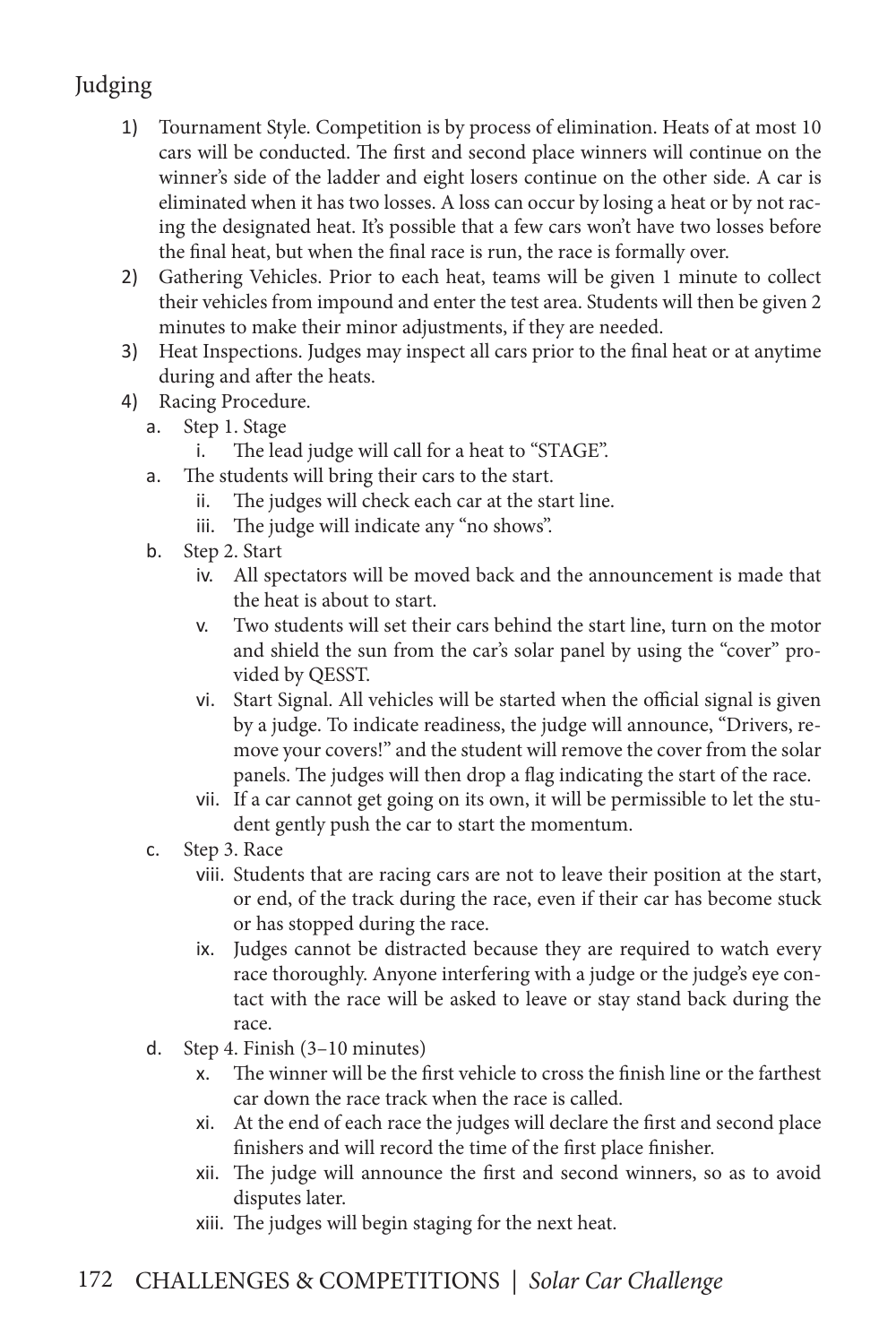## Judging

1) Tournament Style. Competition is by process of elimination. Heats of at most 10 cars will be conducted. The first and second place winners will continue on the winner's side of the ladder and eight losers continue on the other side. A car is eliminated when it has two losses. A loss can occur by losing a heat or by not racing the designated heat. It's possible that a few cars won't have two losses before the final heat, but when the final race is run, the race is formally over.
2) Gathering Vehicles. Prior to each heat, teams will be given 1 minute to collect their vehicles from impound and enter the test area. Students will then be given 2 minutes to make their minor adjustments, if they are needed.
3) Heat Inspections. Judges may inspect all cars prior to the final heat or at anytime during and after the heats.
4) Racing Procedure.
   a. Step 1. Stage
      i. The lead judge will call for a heat to "STAGE".
   a. The students will bring their cars to the start.
      ii. The judges will check each car at the start line.
      iii. The judge will indicate any "no shows".
   b. Step 2. Start
      iv. All spectators will be moved back and the announcement is made that the heat is about to start.
      v. Two students will set their cars behind the start line, turn on the motor and shield the sun from the car's solar panel by using the "cover" provided by QESST.
      vi. Start Signal. All vehicles will be started when the official signal is given by a judge. To indicate readiness, the judge will announce, "Drivers, remove your covers!" and the student will remove the cover from the solar panels. The judges will then drop a flag indicating the start of the race.
      vii. If a car cannot get going on its own, it will be permissible to let the student gently push the car to start the momentum.
   c. Step 3. Race
      viii. Students that are racing cars are not to leave their position at the start, or end, of the track during the race, even if their car has become stuck or has stopped during the race.
      ix. Judges cannot be distracted because they are required to watch every race thoroughly. Anyone interfering with a judge or the judge's eye contact with the race will be asked to leave or stay stand back during the race.
   d. Step 4. Finish (3–10 minutes)
      x. The winner will be the first vehicle to cross the finish line or the farthest car down the race track when the race is called.
      xi. At the end of each race the judges will declare the first and second place finishers and will record the time of the first place finisher.
      xii. The judge will announce the first and second winners, so as to avoid disputes later.
      xiii. The judges will begin staging for the next heat.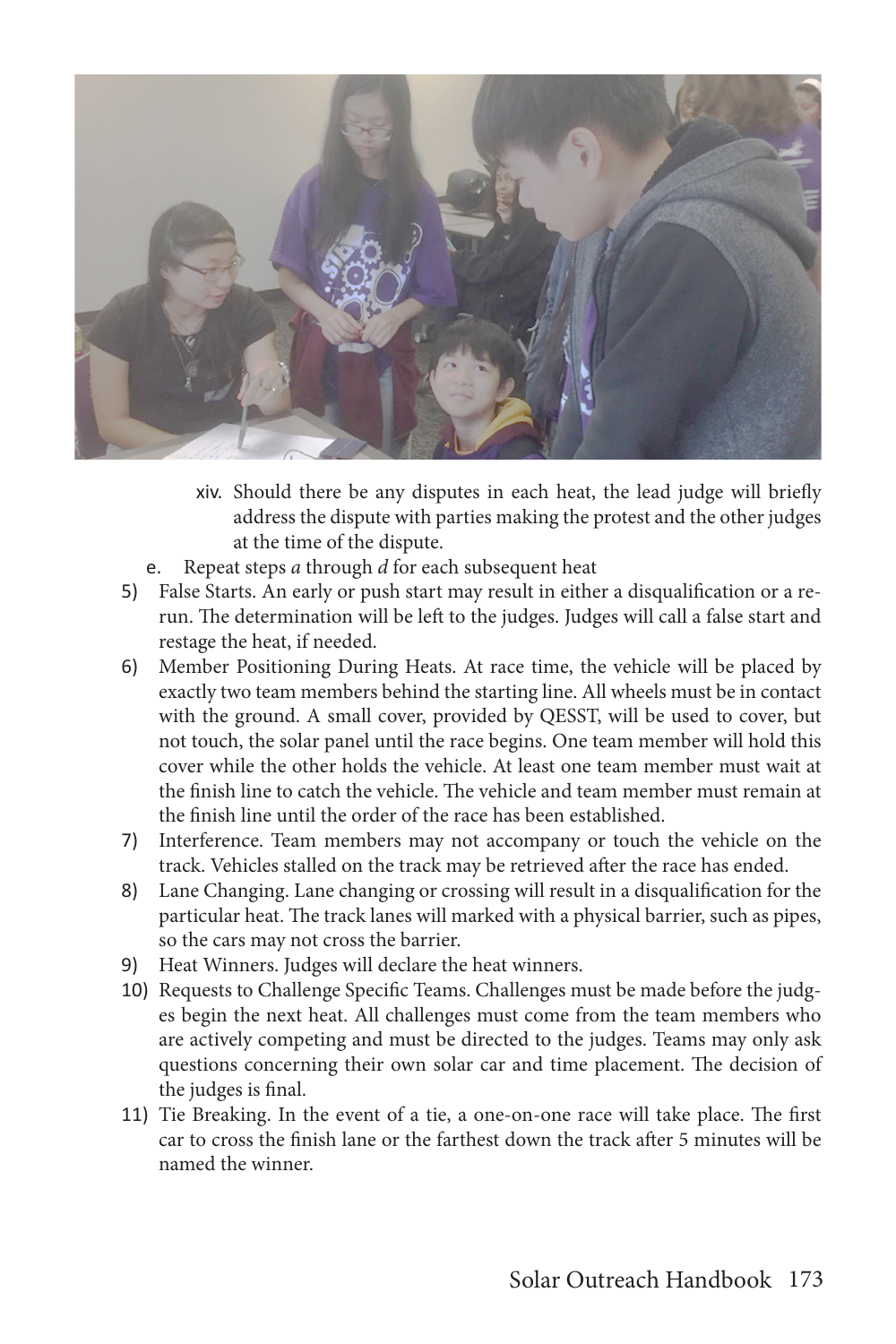xiv. Should there be any disputes in each heat, the lead judge will briefly address the dispute with parties making the protest and the other judges at the time of the dispute.

e. Repeat steps *a* through *d* for each subsequent heat

5) False Starts. An early or push start may result in either a disqualification or a re-run. The determination will be left to the judges. Judges will call a false start and restage the heat, if needed.

6) Member Positioning During Heats. At race time, the vehicle will be placed by exactly two team members behind the starting line. All wheels must be in contact with the ground. A small cover, provided by QESST, will be used to cover, but not touch, the solar panel until the race begins. One team member will hold this cover while the other holds the vehicle. At least one team member must wait at the finish line to catch the vehicle. The vehicle and team member must remain at the finish line until the order of the race has been established.

7) Interference. Team members may not accompany or touch the vehicle on the track. Vehicles stalled on the track may be retrieved after the race has ended.

8) Lane Changing. Lane changing or crossing will result in a disqualification for the particular heat. The track lanes will marked with a physical barrier, such as pipes, so the cars may not cross the barrier.

9) Heat Winners. Judges will declare the heat winners.

10) Requests to Challenge Specific Teams. Challenges must be made before the judges begin the next heat. All challenges must come from the team members who are actively competing and must be directed to the judges. Teams may only ask questions concerning their own solar car and time placement. The decision of the judges is final.

11) Tie Breaking. In the event of a tie, a one-on-one race will take place. The first car to cross the finish lane or the farthest down the track after 5 minutes will be named the winner.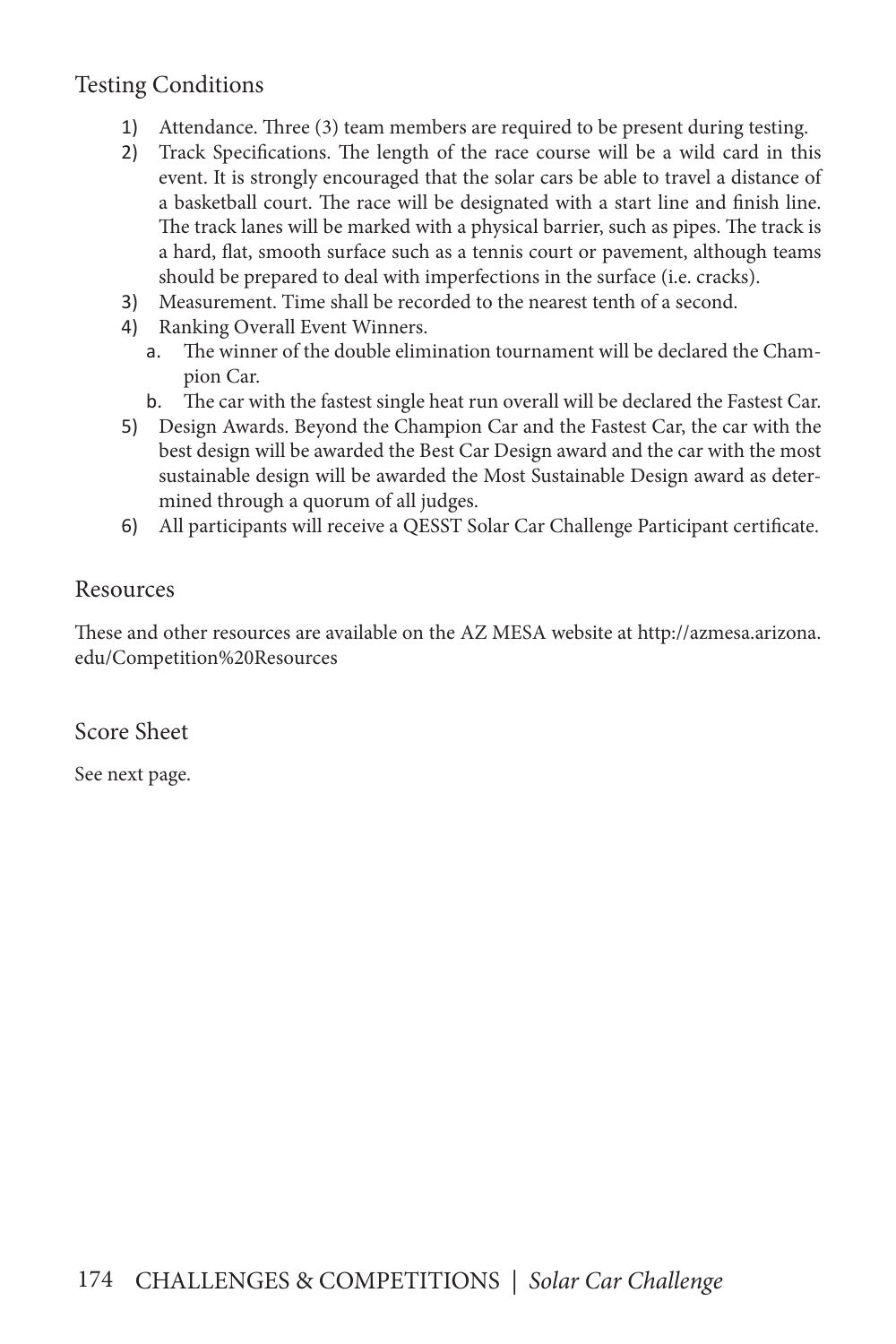## Testing Conditions

1) Attendance. Three (3) team members are required to be present during testing.
2) Track Specifications. The length of the race course will be a wild card in this event. It is strongly encouraged that the solar cars be able to travel a distance of a basketball court. The race will be designated with a start line and finish line. The track lanes will be marked with a physical barrier, such as pipes. The track is a hard, flat, smooth surface such as a tennis court or pavement, although teams should be prepared to deal with imperfections in the surface (i.e. cracks).
3) Measurement. Time shall be recorded to the nearest tenth of a second.
4) Ranking Overall Event Winners.
   a. The winner of the double elimination tournament will be declared the Champion Car.
   b. The car with the fastest single heat run overall will be declared the Fastest Car.
5) Design Awards. Beyond the Champion Car and the Fastest Car, the car with the best design will be awarded the Best Car Design award and the car with the most sustainable design will be awarded the Most Sustainable Design award as determined through a quorum of all judges.
6) All participants will receive a QESST Solar Car Challenge Participant certificate.

## Resources

These and other resources are available on the AZ MESA website at http://azmesa.arizona.edu/Competition%20Resources

## Score Sheet

See next page.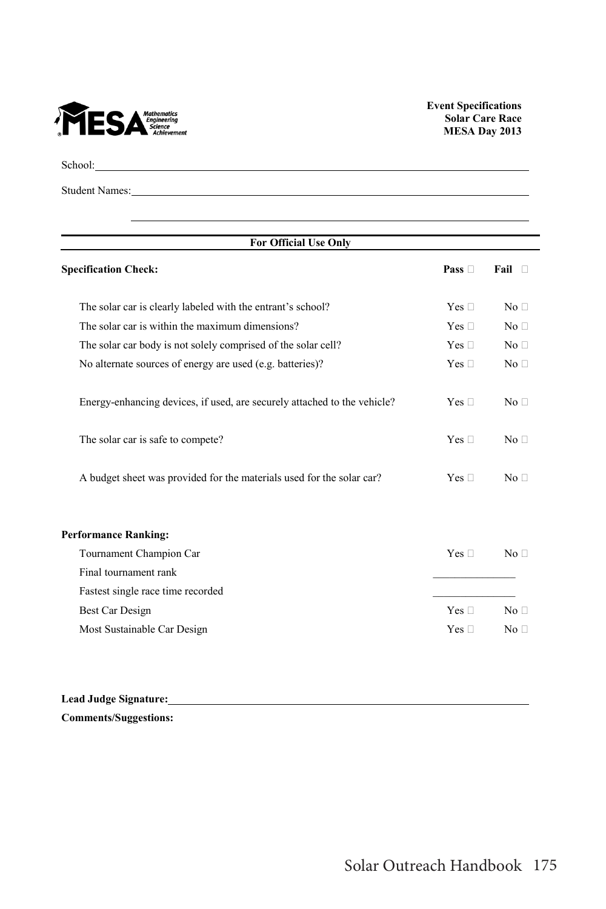MESA Mathematics Engineering Science Achievement

**Event Specifications**
**Solar Care Race**
**MESA Day 2013**

School: ______________________________________________

Student Names: ______________________________________________

______________________________________________

**For Official Use Only**

| **Specification Check:** | **Pass** ☐ | **Fail** ☐ |
|---|---|---|
| The solar car is clearly labeled with the entrant's school? | Yes ☐ | No ☐ |
| The solar car is within the maximum dimensions? | Yes ☐ | No ☐ |
| The solar car body is not solely comprised of the solar cell? | Yes ☐ | No ☐ |
| No alternate sources of energy are used (e.g. batteries)? | Yes ☐ | No ☐ |
| Energy-enhancing devices, if used, are securely attached to the vehicle? | Yes ☐ | No ☐ |
| The solar car is safe to compete? | Yes ☐ | No ☐ |
| A budget sheet was provided for the materials used for the solar car? | Yes ☐ | No ☐ |

| **Performance Ranking:** | | |
|---|---|---|
| Tournament Champion Car | Yes ☐ | No ☐ |
| Final tournament rank | _______________ | |
| Fastest single race time recorded | _______________ | |
| Best Car Design | Yes ☐ | No ☐ |
| Most Sustainable Car Design | Yes ☐ | No ☐ |

**Lead Judge Signature:** ______________________________________________

**Comments/Suggestions:**